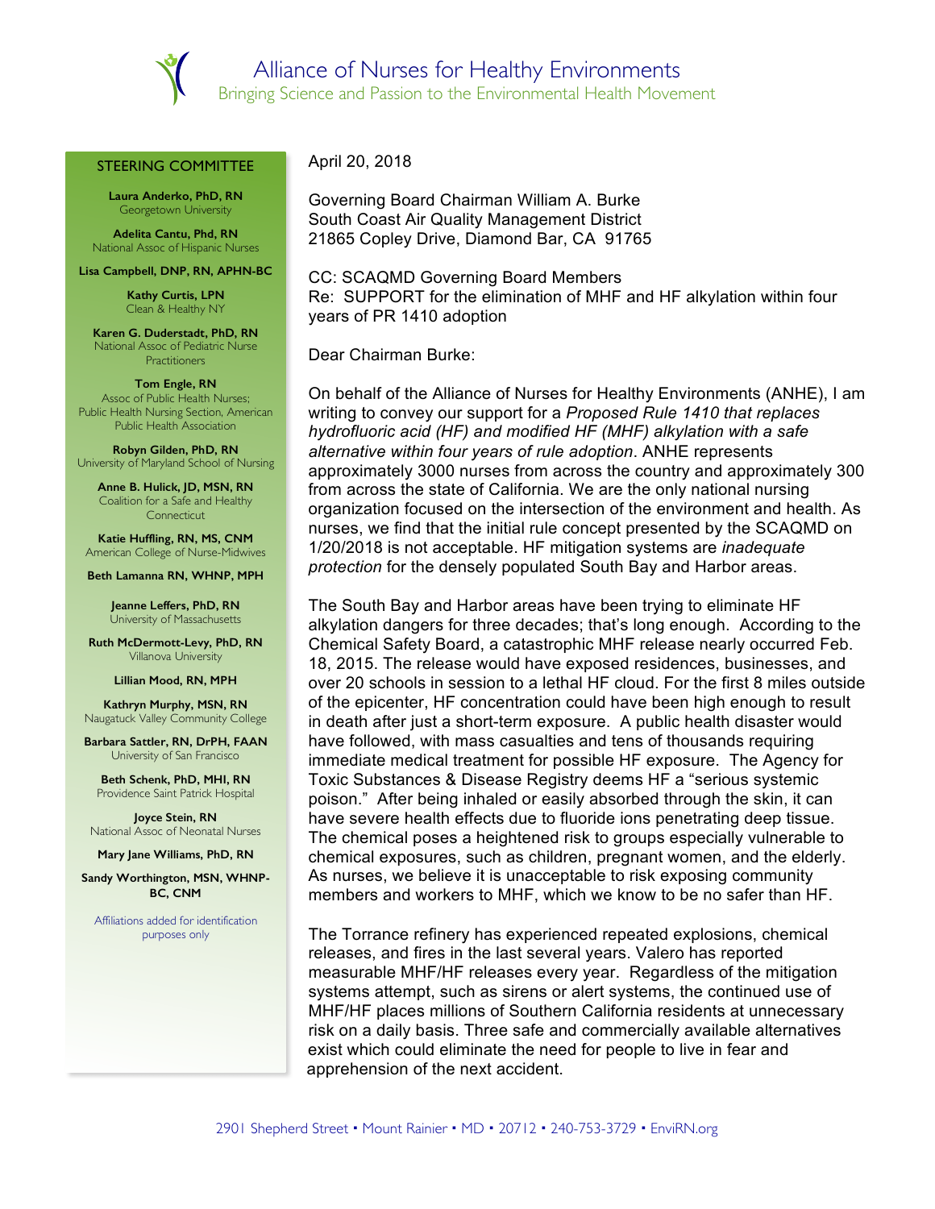# Alliance of Nurses for Healthy Environments

Bringing Science and Passion to the Environmental Health Movement

**STEERING COMMITTEE**

**Laura Anderko, PhD, RN**
Georgetown University

**Adelita Cantu, Phd, RN**
National Assoc of Hispanic Nurses

**Lisa Campbell, DNP, RN, APHN-BC**

**Kathy Curtis, LPN**
Clean & Healthy NY

**Karen G. Duderstadt, PhD, RN**
National Assoc of Pediatric Nurse Practitioners

**Tom Engle, RN**
Assoc of Public Health Nurses; Public Health Nursing Section, American Public Health Association

**Robyn Gilden, PhD, RN**
University of Maryland School of Nursing

**Anne B. Hulick, JD, MSN, RN**
Coalition for a Safe and Healthy Connecticut

**Katie Huffling, RN, MS, CNM**
American College of Nurse-Midwives

**Beth Lamanna RN, WHNP, MPH**

**Jeanne Leffers, PhD, RN**
University of Massachusetts

**Ruth McDermott-Levy, PhD, RN**
Villanova University

**Lillian Mood, RN, MPH**

**Kathryn Murphy, MSN, RN**
Naugatuck Valley Community College

**Barbara Sattler, RN, DrPH, FAAN**
University of San Francisco

**Beth Schenk, PhD, MHI, RN**
Providence Saint Patrick Hospital

**Joyce Stein, RN**
National Assoc of Neonatal Nurses

**Mary Jane Williams, PhD, RN**

**Sandy Worthington, MSN, WHNP-BC, CNM**

Affiliations added for identification purposes only

April 20, 2018

Governing Board Chairman William A. Burke
South Coast Air Quality Management District
21865 Copley Drive, Diamond Bar, CA 91765

CC: SCAQMD Governing Board Members
Re: SUPPORT for the elimination of MHF and HF alkylation within four years of PR 1410 adoption

Dear Chairman Burke:

On behalf of the Alliance of Nurses for Healthy Environments (ANHE), I am writing to convey our support for a *Proposed Rule 1410 that replaces hydrofluoric acid (HF) and modified HF (MHF) alkylation with a safe alternative within four years of rule adoption*. ANHE represents approximately 3000 nurses from across the country and approximately 300 from across the state of California. We are the only national nursing organization focused on the intersection of the environment and health. As nurses, we find that the initial rule concept presented by the SCAQMD on 1/20/2018 is not acceptable. HF mitigation systems are *inadequate protection* for the densely populated South Bay and Harbor areas.

The South Bay and Harbor areas have been trying to eliminate HF alkylation dangers for three decades; that's long enough. According to the Chemical Safety Board, a catastrophic MHF release nearly occurred Feb. 18, 2015. The release would have exposed residences, businesses, and over 20 schools in session to a lethal HF cloud. For the first 8 miles outside of the epicenter, HF concentration could have been high enough to result in death after just a short-term exposure. A public health disaster would have followed, with mass casualties and tens of thousands requiring immediate medical treatment for possible HF exposure. The Agency for Toxic Substances & Disease Registry deems HF a "serious systemic poison." After being inhaled or easily absorbed through the skin, it can have severe health effects due to fluoride ions penetrating deep tissue. The chemical poses a heightened risk to groups especially vulnerable to chemical exposures, such as children, pregnant women, and the elderly. As nurses, we believe it is unacceptable to risk exposing community members and workers to MHF, which we know to be no safer than HF.

The Torrance refinery has experienced repeated explosions, chemical releases, and fires in the last several years. Valero has reported measurable MHF/HF releases every year. Regardless of the mitigation systems attempt, such as sirens or alert systems, the continued use of MHF/HF places millions of Southern California residents at unnecessary risk on a daily basis. Three safe and commercially available alternatives exist which could eliminate the need for people to live in fear and apprehension of the next accident.

2901 Shepherd Street • Mount Rainier • MD • 20712 • 240-753-3729 • EnviRN.org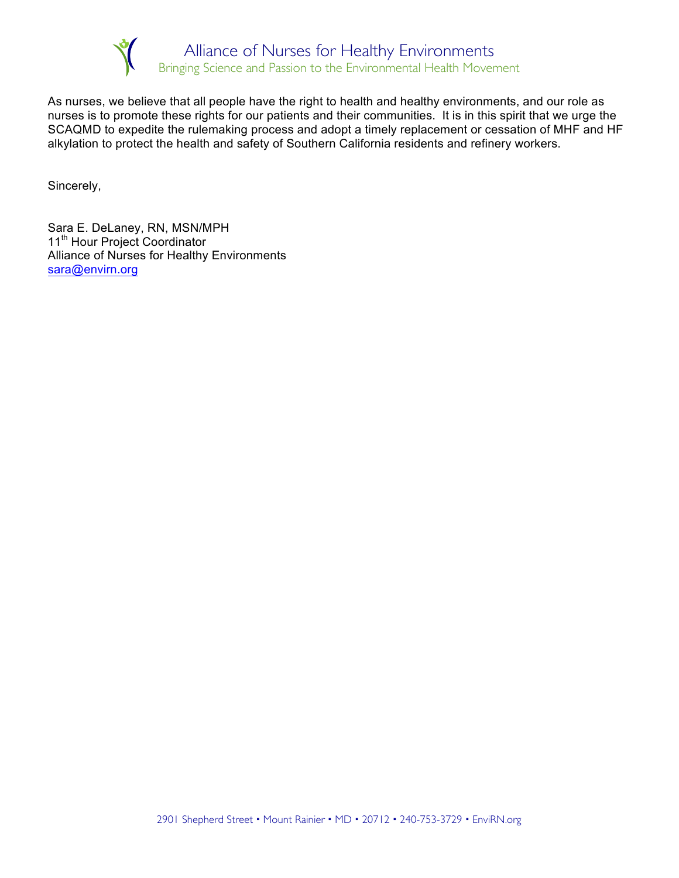Alliance of Nurses for Healthy Environments
Bringing Science and Passion to the Environmental Health Movement

As nurses, we believe that all people have the right to health and healthy environments, and our role as nurses is to promote these rights for our patients and their communities. It is in this spirit that we urge the SCAQMD to expedite the rulemaking process and adopt a timely replacement or cessation of MHF and HF alkylation to protect the health and safety of Southern California residents and refinery workers.

Sincerely,

Sara E. DeLaney, RN, MSN/MPH
11th Hour Project Coordinator
Alliance of Nurses for Healthy Environments
sara@envirn.org

2901 Shepherd Street • Mount Rainier • MD • 20712 • 240-753-3729 • EnviRN.org